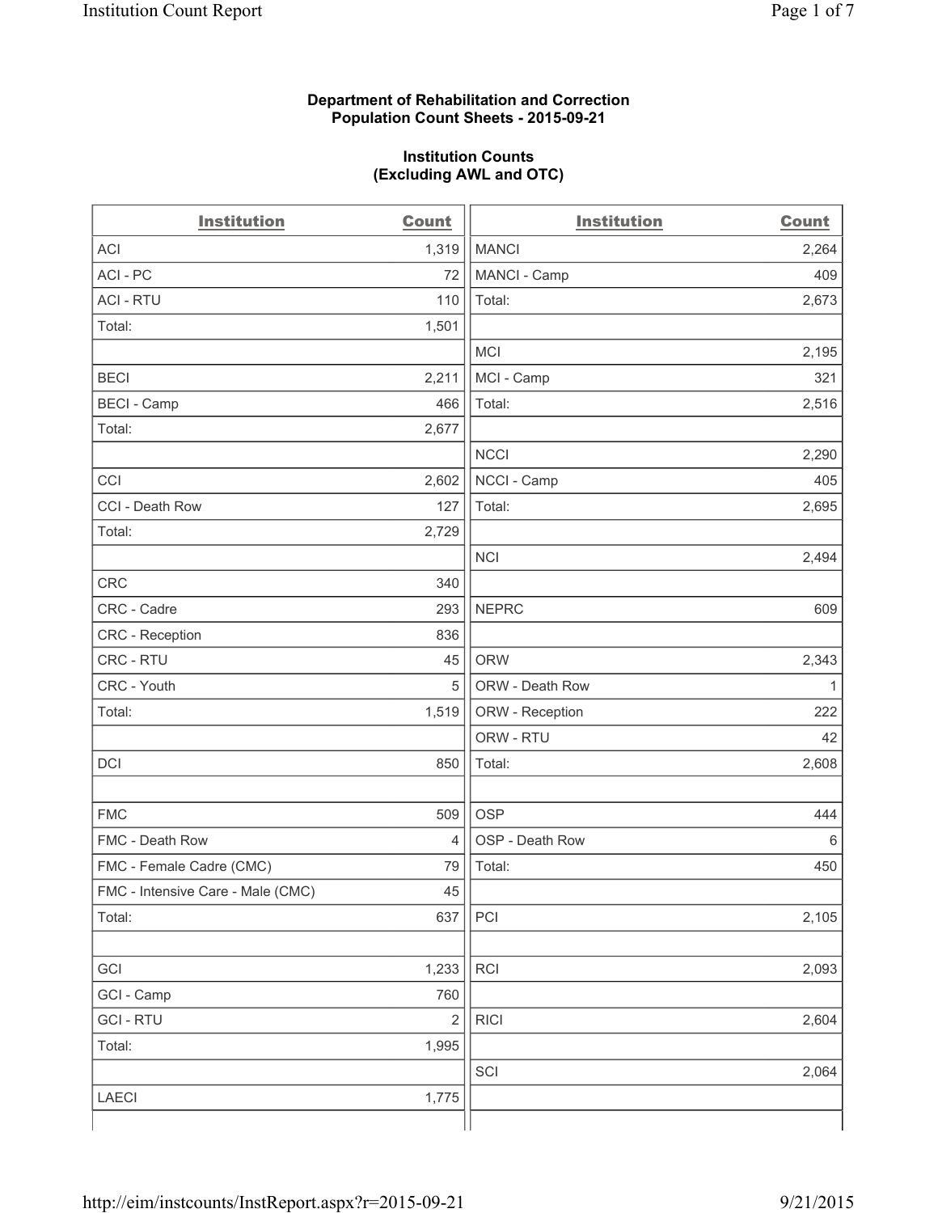**Department of Rehabilitation and Correction**
**Population Count Sheets - 2015-09-21**

**Institution Counts**
**(Excluding AWL and OTC)**

| Institution | Count | Institution | Count |
|---|---|---|---|
| ACI | 1,319 | MANCI | 2,264 |
| ACI - PC | 72 | MANCI - Camp | 409 |
| ACI - RTU | 110 | Total: | 2,673 |
| Total: | 1,501 | | |
| | | MCI | 2,195 |
| BECI | 2,211 | MCI - Camp | 321 |
| BECI - Camp | 466 | Total: | 2,516 |
| Total: | 2,677 | | |
| | | NCCI | 2,290 |
| CCI | 2,602 | NCCI - Camp | 405 |
| CCI - Death Row | 127 | Total: | 2,695 |
| Total: | 2,729 | | |
| | | NCI | 2,494 |
| CRC | 340 | | |
| CRC - Cadre | 293 | NEPRC | 609 |
| CRC - Reception | 836 | | |
| CRC - RTU | 45 | ORW | 2,343 |
| CRC - Youth | 5 | ORW - Death Row | 1 |
| Total: | 1,519 | ORW - Reception | 222 |
| | | ORW - RTU | 42 |
| DCI | 850 | Total: | 2,608 |
| | | | |
| FMC | 509 | OSP | 444 |
| FMC - Death Row | 4 | OSP - Death Row | 6 |
| FMC - Female Cadre (CMC) | 79 | Total: | 450 |
| FMC - Intensive Care - Male (CMC) | 45 | | |
| Total: | 637 | PCI | 2,105 |
| | | | |
| GCI | 1,233 | RCI | 2,093 |
| GCI - Camp | 760 | | |
| GCI - RTU | 2 | RICI | 2,604 |
| Total: | 1,995 | | |
| | | SCI | 2,064 |
| LAECI | 1,775 | | |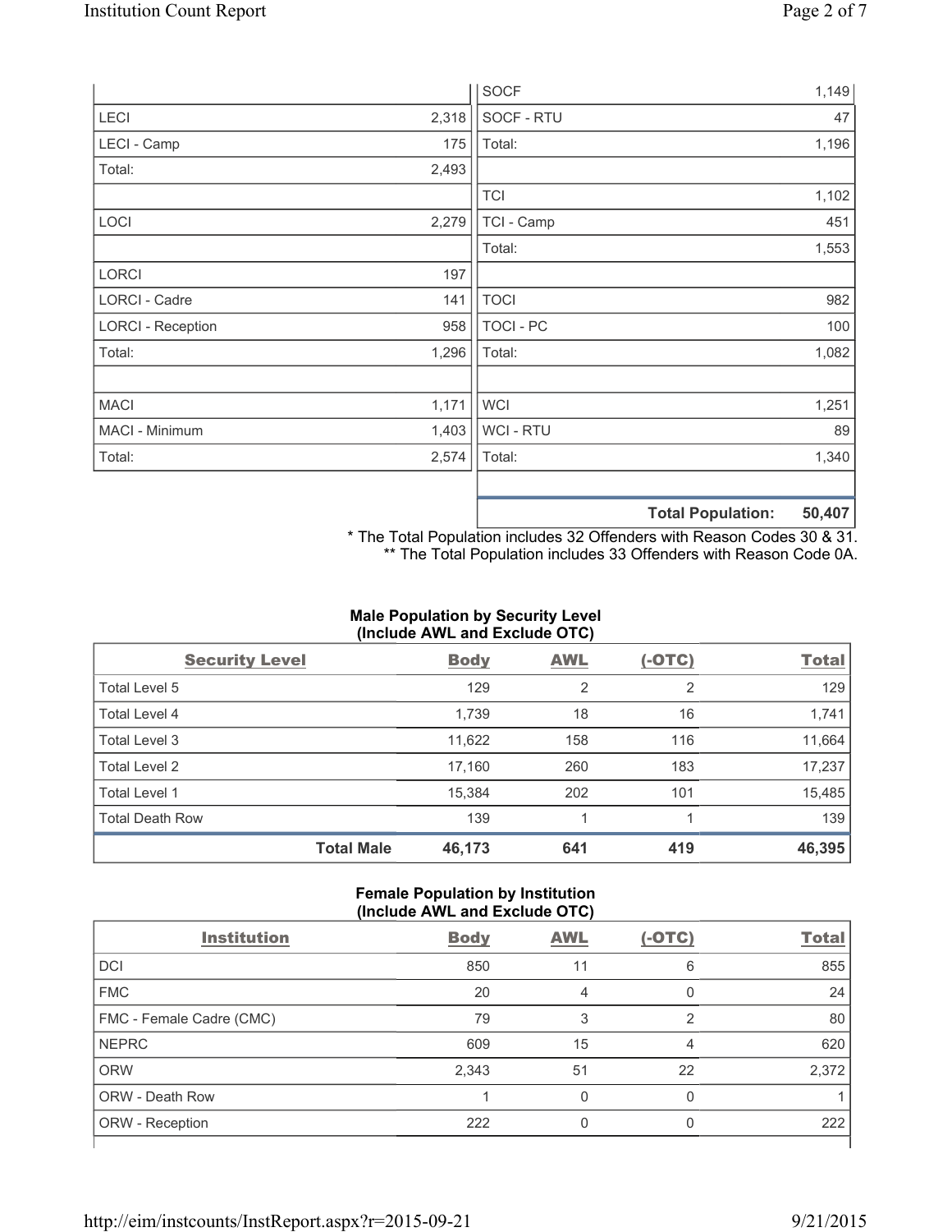| | |
|---|---|
| LECI | 2,318 |
| LECI - Camp | 175 |
| Total: | 2,493 |
| | |
| LOCI | 2,279 |
| | |
| LORCI | 197 |
| LORCI - Cadre | 141 |
| LORCI - Reception | 958 |
| Total: | 1,296 |
| | |
| MACI | 1,171 |
| MACI - Minimum | 1,403 |
| Total: | 2,574 |

| | |
|---|---|
| SOCF | 1,149 |
| SOCF - RTU | 47 |
| Total: | 1,196 |
| | |
| TCI | 1,102 |
| TCI - Camp | 451 |
| Total: | 1,553 |
| | |
| TOCI | 982 |
| TOCI - PC | 100 |
| Total: | 1,082 |
| | |
| WCI | 1,251 |
| WCI - RTU | 89 |
| Total: | 1,340 |
| | |
| **Total Population:** | **50,407** |

\* The Total Population includes 32 Offenders with Reason Codes 30 & 31.
\*\* The Total Population includes 33 Offenders with Reason Code 0A.

### Male Population by Security Level (Include AWL and Exclude OTC)

| Security Level | Body | AWL | (-OTC) | Total |
|---|---|---|---|---|
| Total Level 5 | 129 | 2 | 2 | 129 |
| Total Level 4 | 1,739 | 18 | 16 | 1,741 |
| Total Level 3 | 11,622 | 158 | 116 | 11,664 |
| Total Level 2 | 17,160 | 260 | 183 | 17,237 |
| Total Level 1 | 15,384 | 202 | 101 | 15,485 |
| Total Death Row | 139 | 1 | 1 | 139 |
| **Total Male** | **46,173** | **641** | **419** | **46,395** |

### Female Population by Institution (Include AWL and Exclude OTC)

| Institution | Body | AWL | (-OTC) | Total |
|---|---|---|---|---|
| DCI | 850 | 11 | 6 | 855 |
| FMC | 20 | 4 | 0 | 24 |
| FMC - Female Cadre (CMC) | 79 | 3 | 2 | 80 |
| NEPRC | 609 | 15 | 4 | 620 |
| ORW | 2,343 | 51 | 22 | 2,372 |
| ORW - Death Row | 1 | 0 | 0 | 1 |
| ORW - Reception | 222 | 0 | 0 | 222 |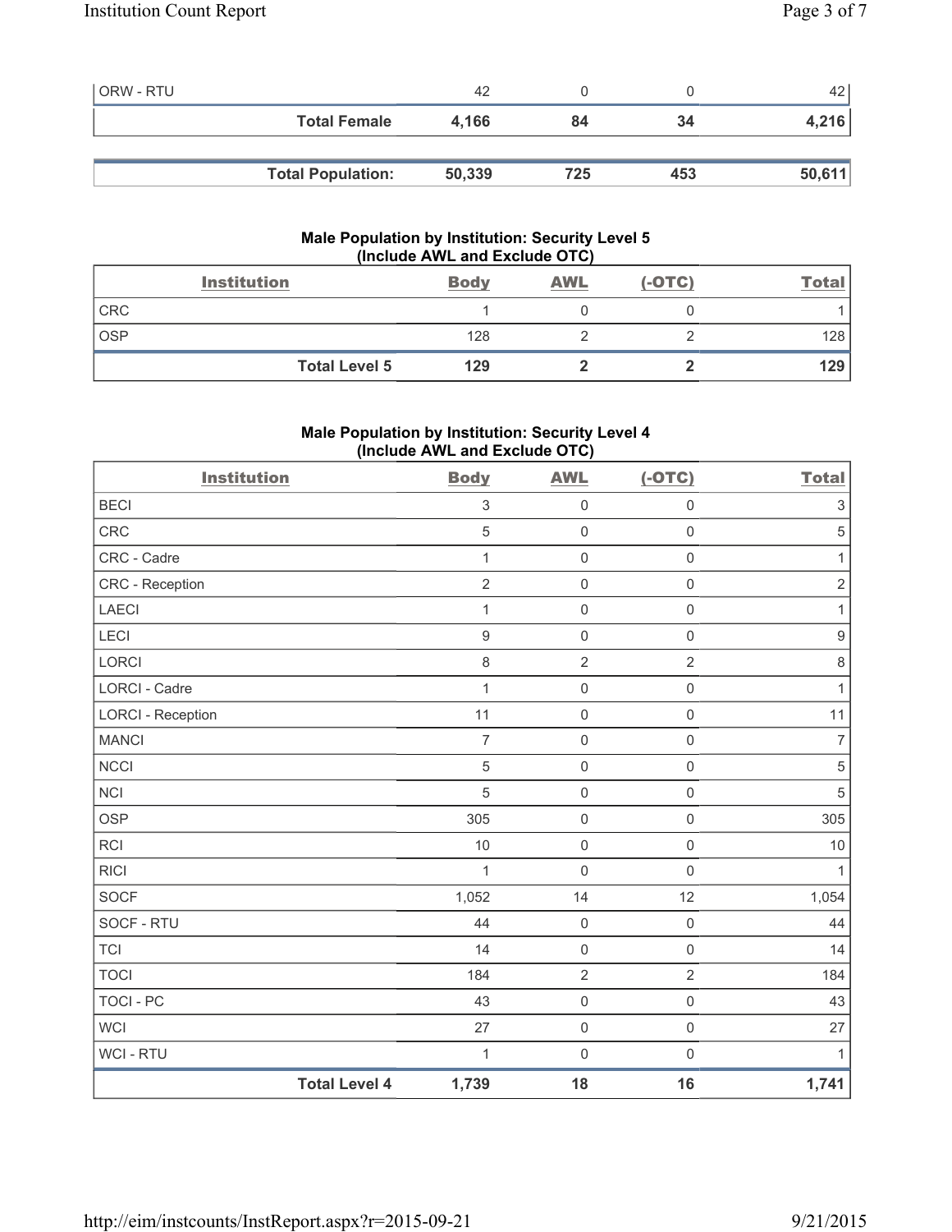| | | | | |
|---|---|---|---|---|
| ORW - RTU | 42 | 0 | 0 | 42 |
| **Total Female** | **4,166** | **84** | **34** | **4,216** |

| | | | | |
|---|---|---|---|---|
| **Total Population:** | **50,339** | **725** | **453** | **50,611** |

### Male Population by Institution: Security Level 5 (Include AWL and Exclude OTC)

| Institution | Body | AWL | (-OTC) | Total |
|---|---|---|---|---|
| CRC | 1 | 0 | 0 | 1 |
| OSP | 128 | 2 | 2 | 128 |
| **Total Level 5** | **129** | **2** | **2** | **129** |

### Male Population by Institution: Security Level 4 (Include AWL and Exclude OTC)

| Institution | Body | AWL | (-OTC) | Total |
|---|---|---|---|---|
| BECI | 3 | 0 | 0 | 3 |
| CRC | 5 | 0 | 0 | 5 |
| CRC - Cadre | 1 | 0 | 0 | 1 |
| CRC - Reception | 2 | 0 | 0 | 2 |
| LAECI | 1 | 0 | 0 | 1 |
| LECI | 9 | 0 | 0 | 9 |
| LORCI | 8 | 2 | 2 | 8 |
| LORCI - Cadre | 1 | 0 | 0 | 1 |
| LORCI - Reception | 11 | 0 | 0 | 11 |
| MANCI | 7 | 0 | 0 | 7 |
| NCCI | 5 | 0 | 0 | 5 |
| NCI | 5 | 0 | 0 | 5 |
| OSP | 305 | 0 | 0 | 305 |
| RCI | 10 | 0 | 0 | 10 |
| RICI | 1 | 0 | 0 | 1 |
| SOCF | 1,052 | 14 | 12 | 1,054 |
| SOCF - RTU | 44 | 0 | 0 | 44 |
| TCI | 14 | 0 | 0 | 14 |
| TOCI | 184 | 2 | 2 | 184 |
| TOCI - PC | 43 | 0 | 0 | 43 |
| WCI | 27 | 0 | 0 | 27 |
| WCI - RTU | 1 | 0 | 0 | 1 |
| **Total Level 4** | **1,739** | **18** | **16** | **1,741** |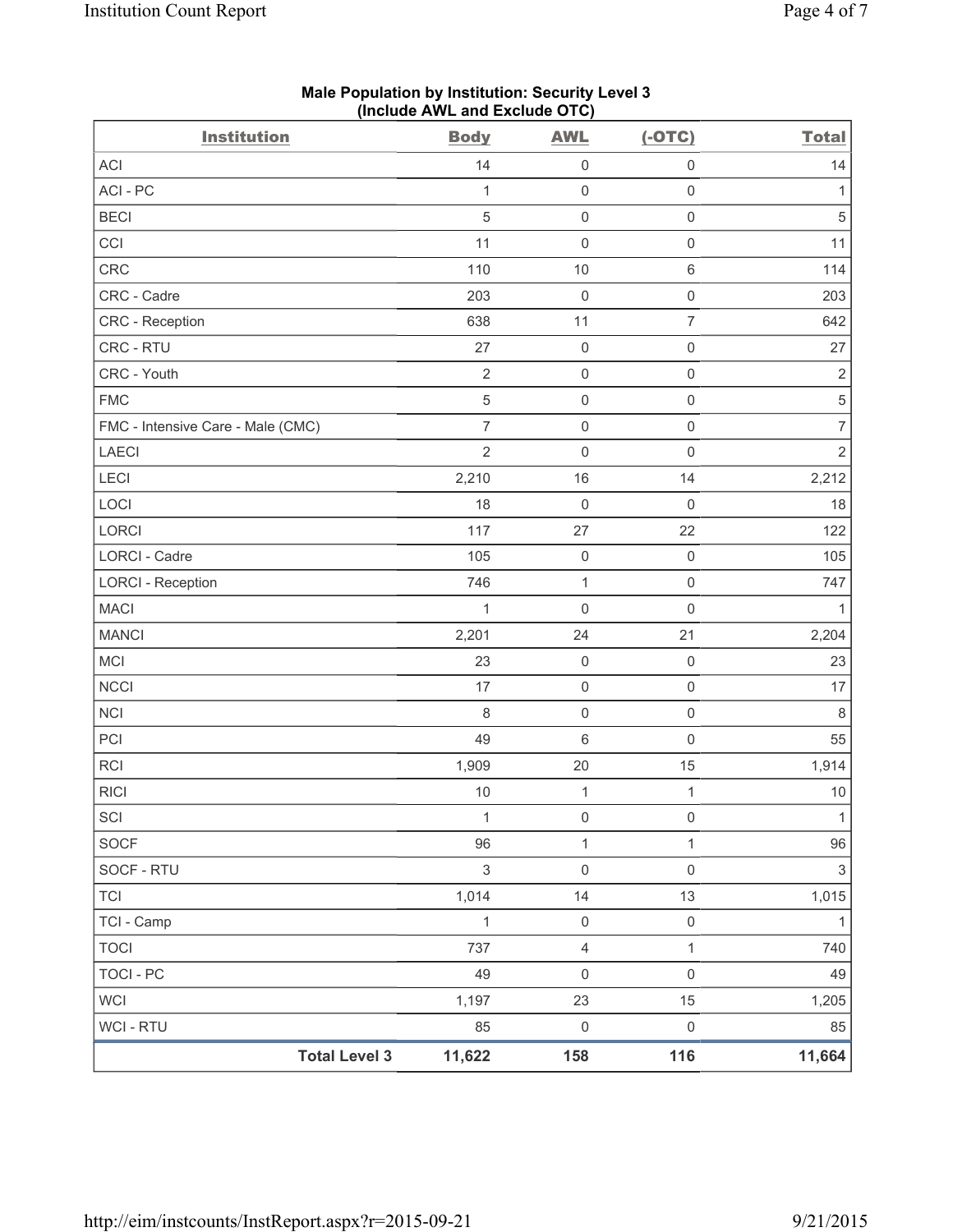**Male Population by Institution: Security Level 3**
**(Include AWL and Exclude OTC)**

| Institution | Body | AWL | (-OTC) | Total |
|---|---|---|---|---|
| ACI | 14 | 0 | 0 | 14 |
| ACI - PC | 1 | 0 | 0 | 1 |
| BECI | 5 | 0 | 0 | 5 |
| CCI | 11 | 0 | 0 | 11 |
| CRC | 110 | 10 | 6 | 114 |
| CRC - Cadre | 203 | 0 | 0 | 203 |
| CRC - Reception | 638 | 11 | 7 | 642 |
| CRC - RTU | 27 | 0 | 0 | 27 |
| CRC - Youth | 2 | 0 | 0 | 2 |
| FMC | 5 | 0 | 0 | 5 |
| FMC - Intensive Care - Male (CMC) | 7 | 0 | 0 | 7 |
| LAECI | 2 | 0 | 0 | 2 |
| LECI | 2,210 | 16 | 14 | 2,212 |
| LOCI | 18 | 0 | 0 | 18 |
| LORCI | 117 | 27 | 22 | 122 |
| LORCI - Cadre | 105 | 0 | 0 | 105 |
| LORCI - Reception | 746 | 1 | 0 | 747 |
| MACI | 1 | 0 | 0 | 1 |
| MANCI | 2,201 | 24 | 21 | 2,204 |
| MCI | 23 | 0 | 0 | 23 |
| NCCI | 17 | 0 | 0 | 17 |
| NCI | 8 | 0 | 0 | 8 |
| PCI | 49 | 6 | 0 | 55 |
| RCI | 1,909 | 20 | 15 | 1,914 |
| RICI | 10 | 1 | 1 | 10 |
| SCI | 1 | 0 | 0 | 1 |
| SOCF | 96 | 1 | 1 | 96 |
| SOCF - RTU | 3 | 0 | 0 | 3 |
| TCI | 1,014 | 14 | 13 | 1,015 |
| TCI - Camp | 1 | 0 | 0 | 1 |
| TOCI | 737 | 4 | 1 | 740 |
| TOCI - PC | 49 | 0 | 0 | 49 |
| WCI | 1,197 | 23 | 15 | 1,205 |
| WCI - RTU | 85 | 0 | 0 | 85 |
| **Total Level 3** | **11,622** | **158** | **116** | **11,664** |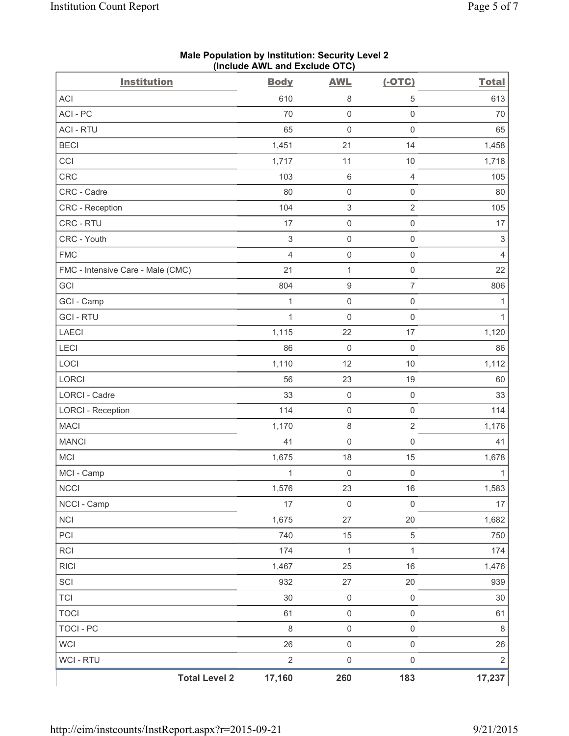**Male Population by Institution: Security Level 2**
**(Include AWL and Exclude OTC)**

| Institution | Body | AWL | (-OTC) | Total |
|---|---|---|---|---|
| ACI | 610 | 8 | 5 | 613 |
| ACI - PC | 70 | 0 | 0 | 70 |
| ACI - RTU | 65 | 0 | 0 | 65 |
| BECI | 1,451 | 21 | 14 | 1,458 |
| CCI | 1,717 | 11 | 10 | 1,718 |
| CRC | 103 | 6 | 4 | 105 |
| CRC - Cadre | 80 | 0 | 0 | 80 |
| CRC - Reception | 104 | 3 | 2 | 105 |
| CRC - RTU | 17 | 0 | 0 | 17 |
| CRC - Youth | 3 | 0 | 0 | 3 |
| FMC | 4 | 0 | 0 | 4 |
| FMC - Intensive Care - Male (CMC) | 21 | 1 | 0 | 22 |
| GCI | 804 | 9 | 7 | 806 |
| GCI - Camp | 1 | 0 | 0 | 1 |
| GCI - RTU | 1 | 0 | 0 | 1 |
| LAECI | 1,115 | 22 | 17 | 1,120 |
| LECI | 86 | 0 | 0 | 86 |
| LOCI | 1,110 | 12 | 10 | 1,112 |
| LORCI | 56 | 23 | 19 | 60 |
| LORCI - Cadre | 33 | 0 | 0 | 33 |
| LORCI - Reception | 114 | 0 | 0 | 114 |
| MACI | 1,170 | 8 | 2 | 1,176 |
| MANCI | 41 | 0 | 0 | 41 |
| MCI | 1,675 | 18 | 15 | 1,678 |
| MCI - Camp | 1 | 0 | 0 | 1 |
| NCCI | 1,576 | 23 | 16 | 1,583 |
| NCCI - Camp | 17 | 0 | 0 | 17 |
| NCI | 1,675 | 27 | 20 | 1,682 |
| PCI | 740 | 15 | 5 | 750 |
| RCI | 174 | 1 | 1 | 174 |
| RICI | 1,467 | 25 | 16 | 1,476 |
| SCI | 932 | 27 | 20 | 939 |
| TCI | 30 | 0 | 0 | 30 |
| TOCI | 61 | 0 | 0 | 61 |
| TOCI - PC | 8 | 0 | 0 | 8 |
| WCI | 26 | 0 | 0 | 26 |
| WCI - RTU | 2 | 0 | 0 | 2 |
| **Total Level 2** | **17,160** | **260** | **183** | **17,237** |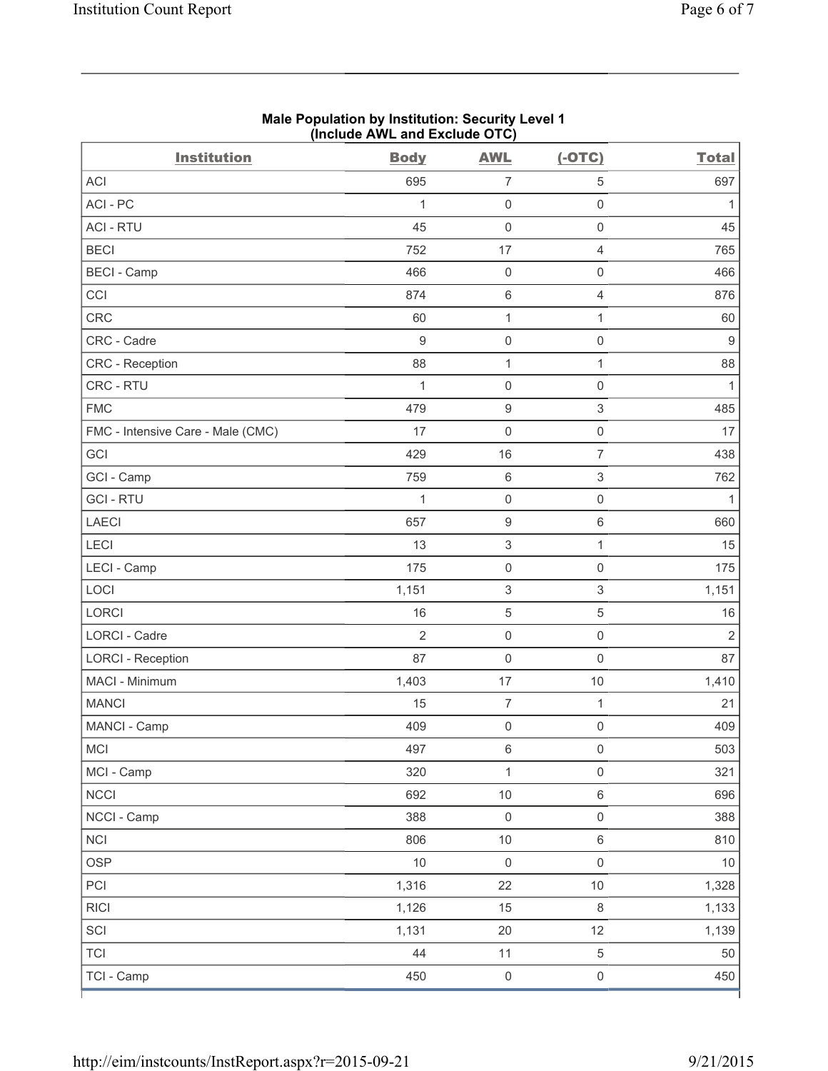## Male Population by Institution: Security Level 1 (Include AWL and Exclude OTC)

| Institution | Body | AWL | (-OTC) | Total |
|---|---|---|---|---|
| ACI | 695 | 7 | 5 | 697 |
| ACI - PC | 1 | 0 | 0 | 1 |
| ACI - RTU | 45 | 0 | 0 | 45 |
| BECI | 752 | 17 | 4 | 765 |
| BECI - Camp | 466 | 0 | 0 | 466 |
| CCI | 874 | 6 | 4 | 876 |
| CRC | 60 | 1 | 1 | 60 |
| CRC - Cadre | 9 | 0 | 0 | 9 |
| CRC - Reception | 88 | 1 | 1 | 88 |
| CRC - RTU | 1 | 0 | 0 | 1 |
| FMC | 479 | 9 | 3 | 485 |
| FMC - Intensive Care - Male (CMC) | 17 | 0 | 0 | 17 |
| GCI | 429 | 16 | 7 | 438 |
| GCI - Camp | 759 | 6 | 3 | 762 |
| GCI - RTU | 1 | 0 | 0 | 1 |
| LAECI | 657 | 9 | 6 | 660 |
| LECI | 13 | 3 | 1 | 15 |
| LECI - Camp | 175 | 0 | 0 | 175 |
| LOCI | 1,151 | 3 | 3 | 1,151 |
| LORCI | 16 | 5 | 5 | 16 |
| LORCI - Cadre | 2 | 0 | 0 | 2 |
| LORCI - Reception | 87 | 0 | 0 | 87 |
| MACI - Minimum | 1,403 | 17 | 10 | 1,410 |
| MANCI | 15 | 7 | 1 | 21 |
| MANCI - Camp | 409 | 0 | 0 | 409 |
| MCI | 497 | 6 | 0 | 503 |
| MCI - Camp | 320 | 1 | 0 | 321 |
| NCCI | 692 | 10 | 6 | 696 |
| NCCI - Camp | 388 | 0 | 0 | 388 |
| NCI | 806 | 10 | 6 | 810 |
| OSP | 10 | 0 | 0 | 10 |
| PCI | 1,316 | 22 | 10 | 1,328 |
| RICI | 1,126 | 15 | 8 | 1,133 |
| SCI | 1,131 | 20 | 12 | 1,139 |
| TCI | 44 | 11 | 5 | 50 |
| TCI - Camp | 450 | 0 | 0 | 450 |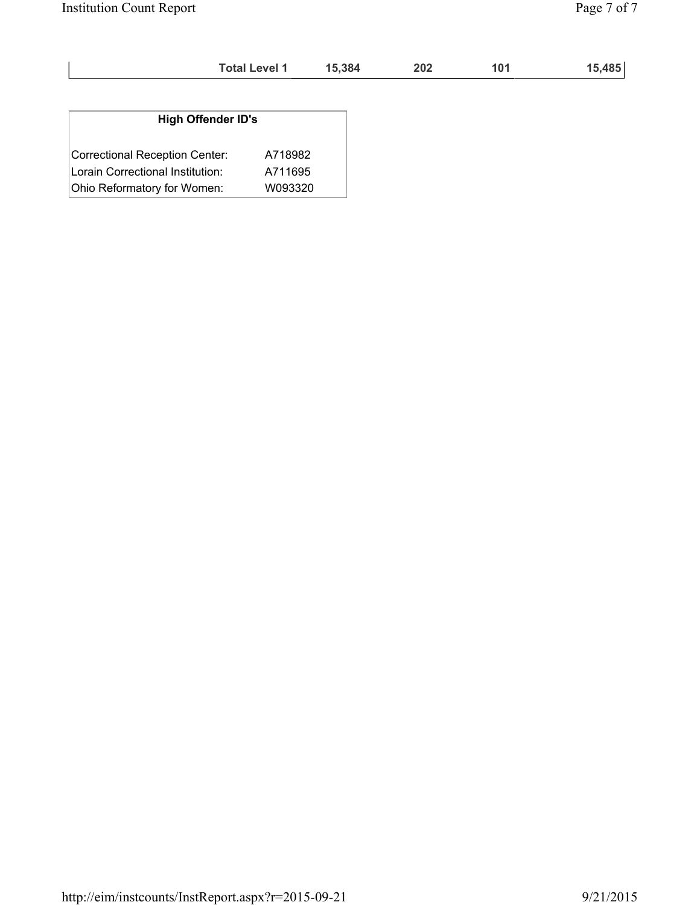| | | | | |
|---|---|---|---|---|
| **Total Level 1** | **15,384** | **202** | **101** | **15,485** |

| **High Offender ID's** | |
|---|---|
| Correctional Reception Center: | A718982 |
| Lorain Correctional Institution: | A711695 |
| Ohio Reformatory for Women: | W093320 |